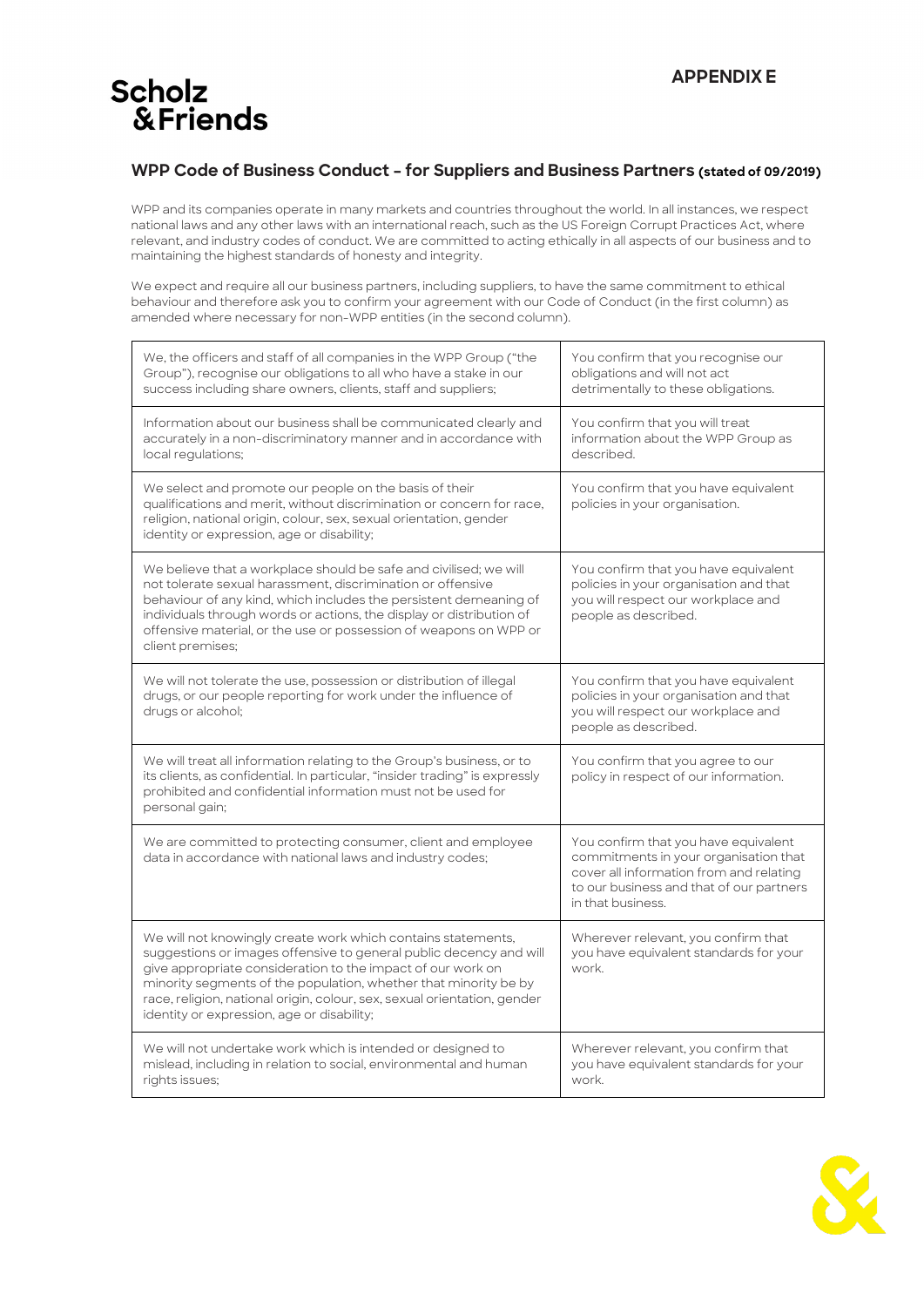**APPENDIX E**

**Scholz & Friends**

## WPP Code of Business Conduct – for Suppliers and Business Partners (stated of 09/2019)

WPP and its companies operate in many markets and countries throughout the world. In all instances, we respect national laws and any other laws with an international reach, such as the US Foreign Corrupt Practices Act, where relevant, and industry codes of conduct. We are committed to acting ethically in all aspects of our business and to maintaining the highest standards of honesty and integrity.

We expect and require all our business partners, including suppliers, to have the same commitment to ethical behaviour and therefore ask you to confirm your agreement with our Code of Conduct (in the first column) as amended where necessary for non-WPP entities (in the second column).

| | |
|---|---|
| We, the officers and staff of all companies in the WPP Group ("the Group"), recognise our obligations to all who have a stake in our success including share owners, clients, staff and suppliers; | You confirm that you recognise our obligations and will not act detrimentally to these obligations. |
| Information about our business shall be communicated clearly and accurately in a non-discriminatory manner and in accordance with local regulations; | You confirm that you will treat information about the WPP Group as described. |
| We select and promote our people on the basis of their qualifications and merit, without discrimination or concern for race, religion, national origin, colour, sex, sexual orientation, gender identity or expression, age or disability; | You confirm that you have equivalent policies in your organisation. |
| We believe that a workplace should be safe and civilised; we will not tolerate sexual harassment, discrimination or offensive behaviour of any kind, which includes the persistent demeaning of individuals through words or actions, the display or distribution of offensive material, or the use or possession of weapons on WPP or client premises; | You confirm that you have equivalent policies in your organisation and that you will respect our workplace and people as described. |
| We will not tolerate the use, possession or distribution of illegal drugs, or our people reporting for work under the influence of drugs or alcohol; | You confirm that you have equivalent policies in your organisation and that you will respect our workplace and people as described. |
| We will treat all information relating to the Group's business, or to its clients, as confidential. In particular, "insider trading" is expressly prohibited and confidential information must not be used for personal gain; | You confirm that you agree to our policy in respect of our information. |
| We are committed to protecting consumer, client and employee data in accordance with national laws and industry codes; | You confirm that you have equivalent commitments in your organisation that cover all information from and relating to our business and that of our partners in that business. |
| We will not knowingly create work which contains statements, suggestions or images offensive to general public decency and will give appropriate consideration to the impact of our work on minority segments of the population, whether that minority be by race, religion, national origin, colour, sex, sexual orientation, gender identity or expression, age or disability; | Wherever relevant, you confirm that you have equivalent standards for your work. |
| We will not undertake work which is intended or designed to mislead, including in relation to social, environmental and human rights issues; | Wherever relevant, you confirm that you have equivalent standards for your work. |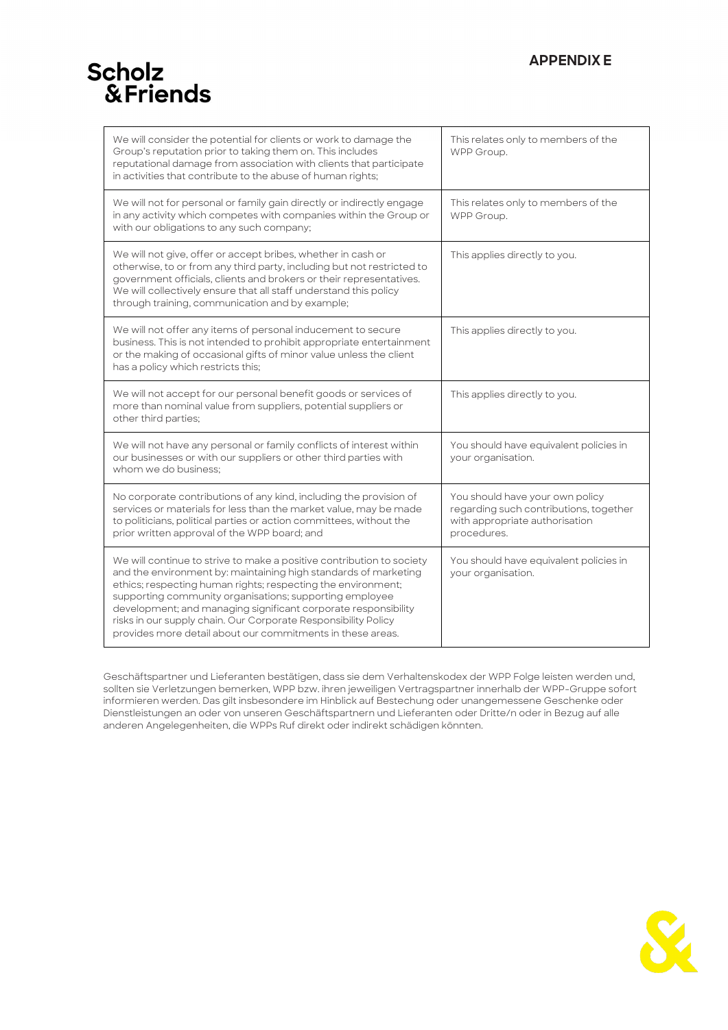**APPENDIX E**

| | |
|---|---|
| We will consider the potential for clients or work to damage the Group's reputation prior to taking them on. This includes reputational damage from association with clients that participate in activities that contribute to the abuse of human rights; | This relates only to members of the WPP Group. |
| We will not for personal or family gain directly or indirectly engage in any activity which competes with companies within the Group or with our obligations to any such company; | This relates only to members of the WPP Group. |
| We will not give, offer or accept bribes, whether in cash or otherwise, to or from any third party, including but not restricted to government officials, clients and brokers or their representatives. We will collectively ensure that all staff understand this policy through training, communication and by example; | This applies directly to you. |
| We will not offer any items of personal inducement to secure business. This is not intended to prohibit appropriate entertainment or the making of occasional gifts of minor value unless the client has a policy which restricts this; | This applies directly to you. |
| We will not accept for our personal benefit goods or services of more than nominal value from suppliers, potential suppliers or other third parties; | This applies directly to you. |
| We will not have any personal or family conflicts of interest within our businesses or with our suppliers or other third parties with whom we do business; | You should have equivalent policies in your organisation. |
| No corporate contributions of any kind, including the provision of services or materials for less than the market value, may be made to politicians, political parties or action committees, without the prior written approval of the WPP board; and | You should have your own policy regarding such contributions, together with appropriate authorisation procedures. |
| We will continue to strive to make a positive contribution to society and the environment by: maintaining high standards of marketing ethics; respecting human rights; respecting the environment; supporting community organisations; supporting employee development; and managing significant corporate responsibility risks in our supply chain. Our Corporate Responsibility Policy provides more detail about our commitments in these areas. | You should have equivalent policies in your organisation. |

Geschäftspartner und Lieferanten bestätigen, dass sie dem Verhaltenskodex der WPP Folge leisten werden und, sollten sie Verletzungen bemerken, WPP bzw. ihren jeweiligen Vertragspartner innerhalb der WPP-Gruppe sofort informieren werden. Das gilt insbesondere im Hinblick auf Bestechung oder unangemessene Geschenke oder Dienstleistungen an oder von unseren Geschäftspartnern und Lieferanten oder Dritte/n oder in Bezug auf alle anderen Angelegenheiten, die WPPs Ruf direkt oder indirekt schädigen könnten.